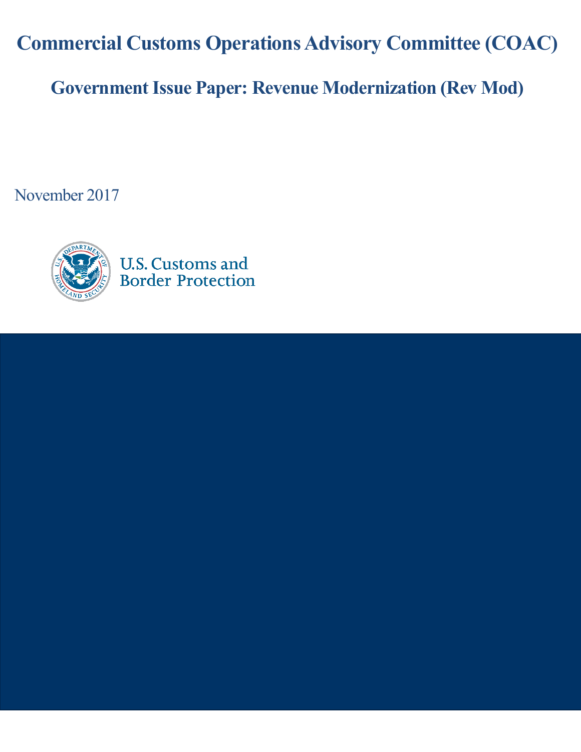# Commercial Customs Operations Advisory Committee (COAC)

## Government Issue Paper: Revenue Modernization (Rev Mod)

November 2017

U.S. Customs and Border Protection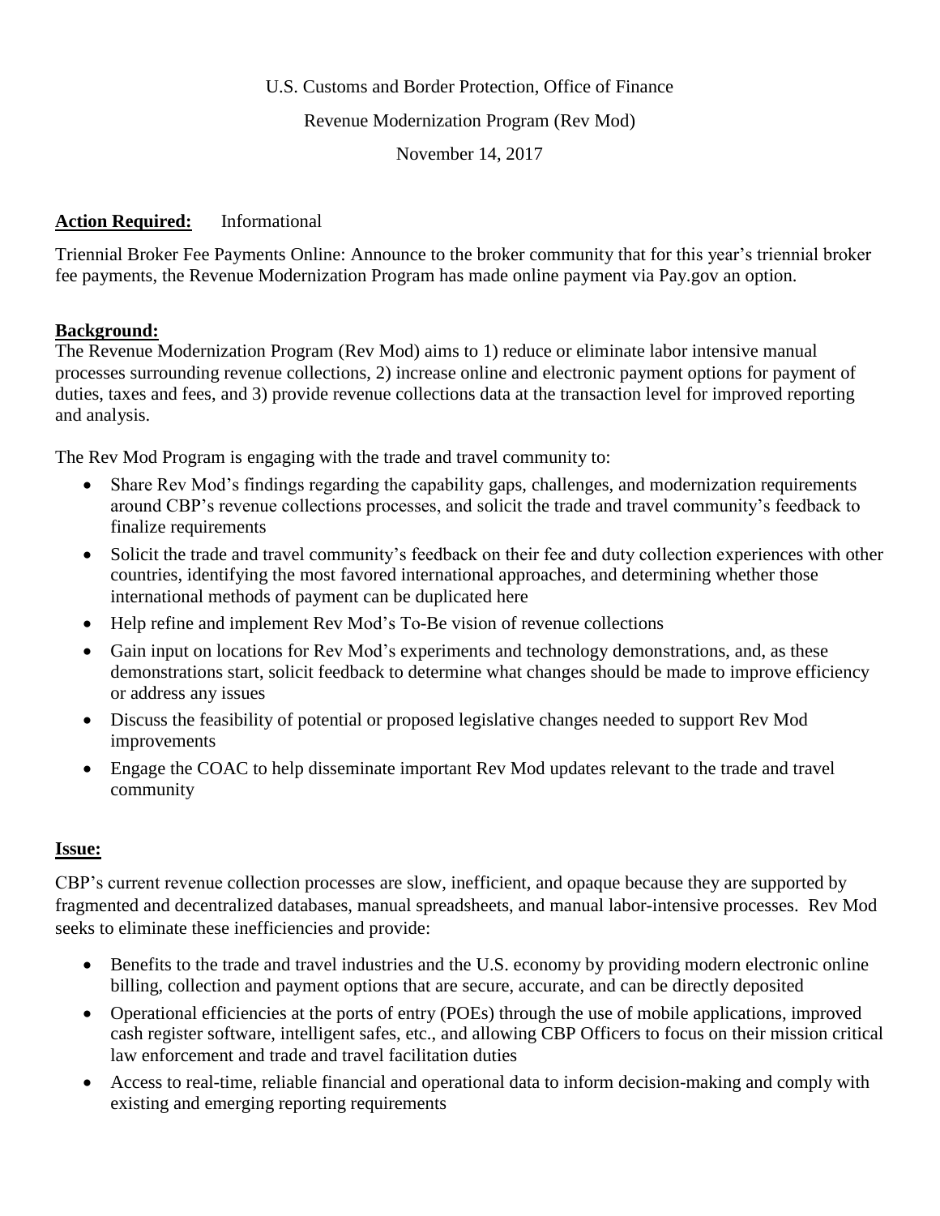U.S. Customs and Border Protection, Office of Finance

Revenue Modernization Program (Rev Mod)

November 14, 2017

**Action Required:** Informational

Triennial Broker Fee Payments Online: Announce to the broker community that for this year's triennial broker fee payments, the Revenue Modernization Program has made online payment via Pay.gov an option.

**Background:**

The Revenue Modernization Program (Rev Mod) aims to 1) reduce or eliminate labor intensive manual processes surrounding revenue collections, 2) increase online and electronic payment options for payment of duties, taxes and fees, and 3) provide revenue collections data at the transaction level for improved reporting and analysis.

The Rev Mod Program is engaging with the trade and travel community to:

- Share Rev Mod's findings regarding the capability gaps, challenges, and modernization requirements around CBP's revenue collections processes, and solicit the trade and travel community's feedback to finalize requirements
- Solicit the trade and travel community's feedback on their fee and duty collection experiences with other countries, identifying the most favored international approaches, and determining whether those international methods of payment can be duplicated here
- Help refine and implement Rev Mod's To-Be vision of revenue collections
- Gain input on locations for Rev Mod's experiments and technology demonstrations, and, as these demonstrations start, solicit feedback to determine what changes should be made to improve efficiency or address any issues
- Discuss the feasibility of potential or proposed legislative changes needed to support Rev Mod improvements
- Engage the COAC to help disseminate important Rev Mod updates relevant to the trade and travel community

**Issue:**

CBP's current revenue collection processes are slow, inefficient, and opaque because they are supported by fragmented and decentralized databases, manual spreadsheets, and manual labor-intensive processes. Rev Mod seeks to eliminate these inefficiencies and provide:

- Benefits to the trade and travel industries and the U.S. economy by providing modern electronic online billing, collection and payment options that are secure, accurate, and can be directly deposited
- Operational efficiencies at the ports of entry (POEs) through the use of mobile applications, improved cash register software, intelligent safes, etc., and allowing CBP Officers to focus on their mission critical law enforcement and trade and travel facilitation duties
- Access to real-time, reliable financial and operational data to inform decision-making and comply with existing and emerging reporting requirements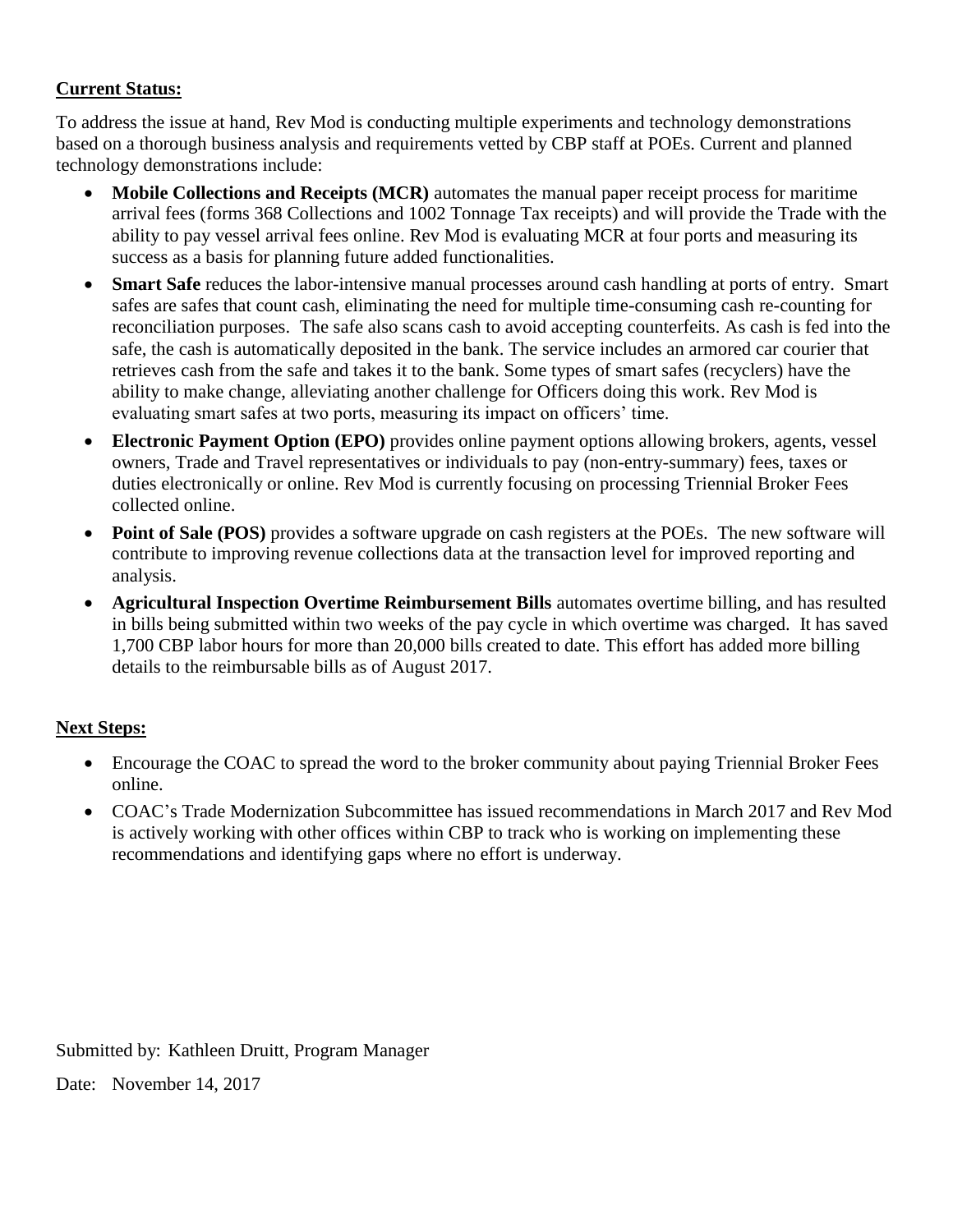**Current Status:**

To address the issue at hand, Rev Mod is conducting multiple experiments and technology demonstrations based on a thorough business analysis and requirements vetted by CBP staff at POEs. Current and planned technology demonstrations include:

- **Mobile Collections and Receipts (MCR)** automates the manual paper receipt process for maritime arrival fees (forms 368 Collections and 1002 Tonnage Tax receipts) and will provide the Trade with the ability to pay vessel arrival fees online. Rev Mod is evaluating MCR at four ports and measuring its success as a basis for planning future added functionalities.
- **Smart Safe** reduces the labor-intensive manual processes around cash handling at ports of entry. Smart safes are safes that count cash, eliminating the need for multiple time-consuming cash re-counting for reconciliation purposes. The safe also scans cash to avoid accepting counterfeits. As cash is fed into the safe, the cash is automatically deposited in the bank. The service includes an armored car courier that retrieves cash from the safe and takes it to the bank. Some types of smart safes (recyclers) have the ability to make change, alleviating another challenge for Officers doing this work. Rev Mod is evaluating smart safes at two ports, measuring its impact on officers' time.
- **Electronic Payment Option (EPO)** provides online payment options allowing brokers, agents, vessel owners, Trade and Travel representatives or individuals to pay (non-entry-summary) fees, taxes or duties electronically or online. Rev Mod is currently focusing on processing Triennial Broker Fees collected online.
- **Point of Sale (POS)** provides a software upgrade on cash registers at the POEs. The new software will contribute to improving revenue collections data at the transaction level for improved reporting and analysis.
- **Agricultural Inspection Overtime Reimbursement Bills** automates overtime billing, and has resulted in bills being submitted within two weeks of the pay cycle in which overtime was charged. It has saved 1,700 CBP labor hours for more than 20,000 bills created to date. This effort has added more billing details to the reimbursable bills as of August 2017.

**Next Steps:**

- Encourage the COAC to spread the word to the broker community about paying Triennial Broker Fees online.
- COAC's Trade Modernization Subcommittee has issued recommendations in March 2017 and Rev Mod is actively working with other offices within CBP to track who is working on implementing these recommendations and identifying gaps where no effort is underway.

Submitted by: Kathleen Druitt, Program Manager

Date: November 14, 2017